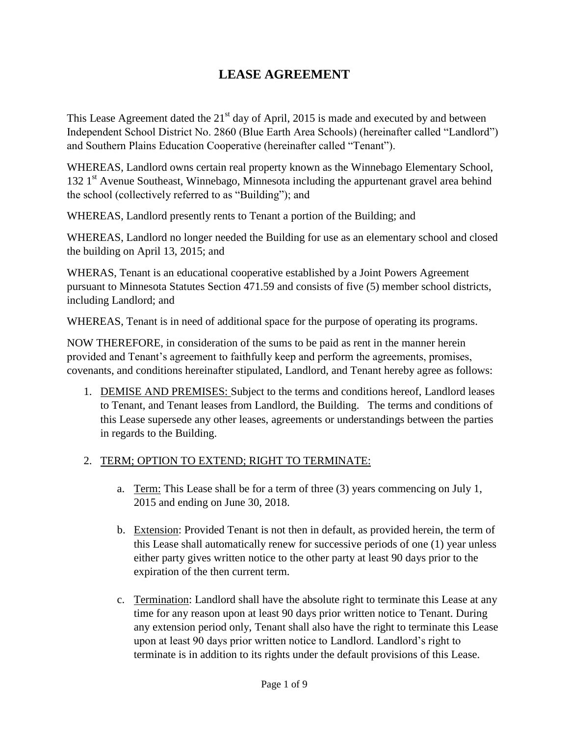# LEASE AGREEMENT

This Lease Agreement dated the 21st day of April, 2015 is made and executed by and between Independent School District No. 2860 (Blue Earth Area Schools) (hereinafter called "Landlord") and Southern Plains Education Cooperative (hereinafter called "Tenant").

WHEREAS, Landlord owns certain real property known as the Winnebago Elementary School, 132 1st Avenue Southeast, Winnebago, Minnesota including the appurtenant gravel area behind the school (collectively referred to as "Building"); and

WHEREAS, Landlord presently rents to Tenant a portion of the Building; and

WHEREAS, Landlord no longer needed the Building for use as an elementary school and closed the building on April 13, 2015; and

WHERAS, Tenant is an educational cooperative established by a Joint Powers Agreement pursuant to Minnesota Statutes Section 471.59 and consists of five (5) member school districts, including Landlord; and

WHEREAS, Tenant is in need of additional space for the purpose of operating its programs.

NOW THEREFORE, in consideration of the sums to be paid as rent in the manner herein provided and Tenant's agreement to faithfully keep and perform the agreements, promises, covenants, and conditions hereinafter stipulated, Landlord, and Tenant hereby agree as follows:

1. <u>DEMISE AND PREMISES:</u> Subject to the terms and conditions hereof, Landlord leases to Tenant, and Tenant leases from Landlord, the Building. The terms and conditions of this Lease supersede any other leases, agreements or understandings between the parties in regards to the Building.

2. <u>TERM; OPTION TO EXTEND; RIGHT TO TERMINATE:</u>

    a. <u>Term:</u> This Lease shall be for a term of three (3) years commencing on July 1, 2015 and ending on June 30, 2018.

    b. <u>Extension</u>: Provided Tenant is not then in default, as provided herein, the term of this Lease shall automatically renew for successive periods of one (1) year unless either party gives written notice to the other party at least 90 days prior to the expiration of the then current term.

    c. <u>Termination</u>: Landlord shall have the absolute right to terminate this Lease at any time for any reason upon at least 90 days prior written notice to Tenant. During any extension period only, Tenant shall also have the right to terminate this Lease upon at least 90 days prior written notice to Landlord. Landlord's right to terminate is in addition to its rights under the default provisions of this Lease.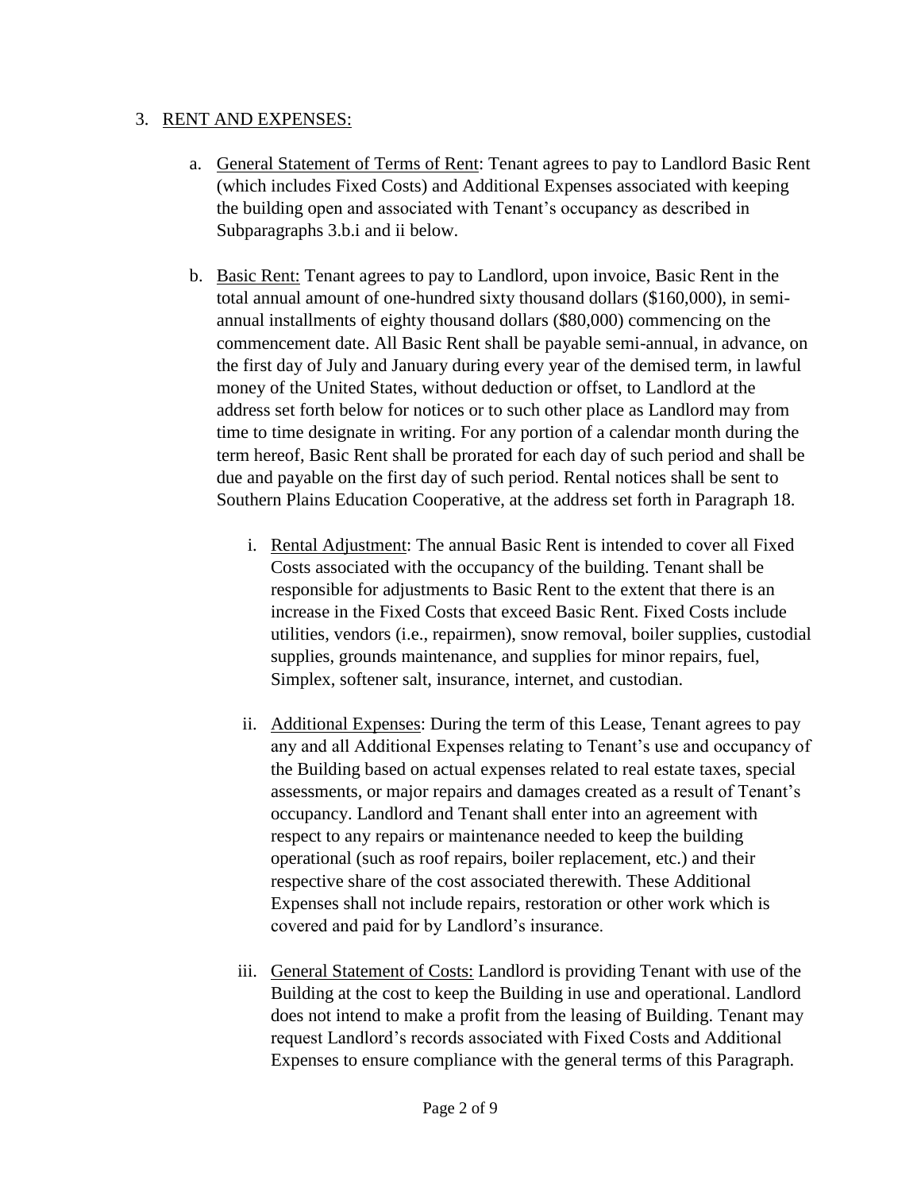3. <u>RENT AND EXPENSES:</u>

   a. <u>General Statement of Terms of Rent</u>: Tenant agrees to pay to Landlord Basic Rent (which includes Fixed Costs) and Additional Expenses associated with keeping the building open and associated with Tenant's occupancy as described in Subparagraphs 3.b.i and ii below.

   b. <u>Basic Rent:</u> Tenant agrees to pay to Landlord, upon invoice, Basic Rent in the total annual amount of one-hundred sixty thousand dollars ($160,000), in semi-annual installments of eighty thousand dollars ($80,000) commencing on the commencement date. All Basic Rent shall be payable semi-annual, in advance, on the first day of July and January during every year of the demised term, in lawful money of the United States, without deduction or offset, to Landlord at the address set forth below for notices or to such other place as Landlord may from time to time designate in writing. For any portion of a calendar month during the term hereof, Basic Rent shall be prorated for each day of such period and shall be due and payable on the first day of such period. Rental notices shall be sent to Southern Plains Education Cooperative, at the address set forth in Paragraph 18.

      i. <u>Rental Adjustment</u>: The annual Basic Rent is intended to cover all Fixed Costs associated with the occupancy of the building. Tenant shall be responsible for adjustments to Basic Rent to the extent that there is an increase in the Fixed Costs that exceed Basic Rent. Fixed Costs include utilities, vendors (i.e., repairmen), snow removal, boiler supplies, custodial supplies, grounds maintenance, and supplies for minor repairs, fuel, Simplex, softener salt, insurance, internet, and custodian.

      ii. <u>Additional Expenses</u>: During the term of this Lease, Tenant agrees to pay any and all Additional Expenses relating to Tenant's use and occupancy of the Building based on actual expenses related to real estate taxes, special assessments, or major repairs and damages created as a result of Tenant's occupancy. Landlord and Tenant shall enter into an agreement with respect to any repairs or maintenance needed to keep the building operational (such as roof repairs, boiler replacement, etc.) and their respective share of the cost associated therewith. These Additional Expenses shall not include repairs, restoration or other work which is covered and paid for by Landlord's insurance.

      iii. <u>General Statement of Costs:</u> Landlord is providing Tenant with use of the Building at the cost to keep the Building in use and operational. Landlord does not intend to make a profit from the leasing of Building. Tenant may request Landlord's records associated with Fixed Costs and Additional Expenses to ensure compliance with the general terms of this Paragraph.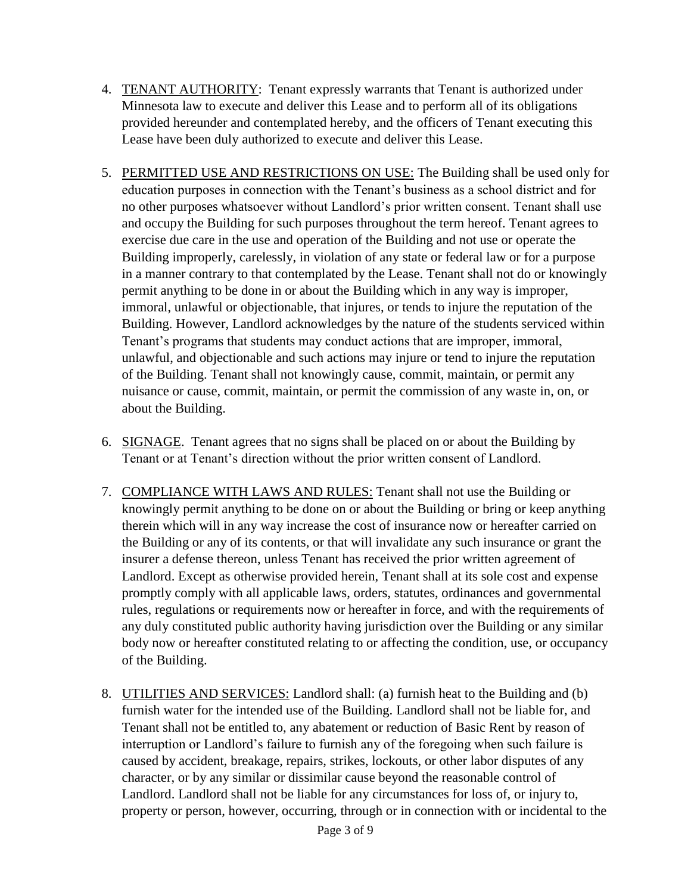4. <u>TENANT AUTHORITY</u>: Tenant expressly warrants that Tenant is authorized under Minnesota law to execute and deliver this Lease and to perform all of its obligations provided hereunder and contemplated hereby, and the officers of Tenant executing this Lease have been duly authorized to execute and deliver this Lease.

5. <u>PERMITTED USE AND RESTRICTIONS ON USE:</u> The Building shall be used only for education purposes in connection with the Tenant's business as a school district and for no other purposes whatsoever without Landlord's prior written consent. Tenant shall use and occupy the Building for such purposes throughout the term hereof. Tenant agrees to exercise due care in the use and operation of the Building and not use or operate the Building improperly, carelessly, in violation of any state or federal law or for a purpose in a manner contrary to that contemplated by the Lease. Tenant shall not do or knowingly permit anything to be done in or about the Building which in any way is improper, immoral, unlawful or objectionable, that injures, or tends to injure the reputation of the Building. However, Landlord acknowledges by the nature of the students serviced within Tenant's programs that students may conduct actions that are improper, immoral, unlawful, and objectionable and such actions may injure or tend to injure the reputation of the Building. Tenant shall not knowingly cause, commit, maintain, or permit any nuisance or cause, commit, maintain, or permit the commission of any waste in, on, or about the Building.

6. <u>SIGNAGE</u>. Tenant agrees that no signs shall be placed on or about the Building by Tenant or at Tenant's direction without the prior written consent of Landlord.

7. <u>COMPLIANCE WITH LAWS AND RULES:</u> Tenant shall not use the Building or knowingly permit anything to be done on or about the Building or bring or keep anything therein which will in any way increase the cost of insurance now or hereafter carried on the Building or any of its contents, or that will invalidate any such insurance or grant the insurer a defense thereon, unless Tenant has received the prior written agreement of Landlord. Except as otherwise provided herein, Tenant shall at its sole cost and expense promptly comply with all applicable laws, orders, statutes, ordinances and governmental rules, regulations or requirements now or hereafter in force, and with the requirements of any duly constituted public authority having jurisdiction over the Building or any similar body now or hereafter constituted relating to or affecting the condition, use, or occupancy of the Building.

8. <u>UTILITIES AND SERVICES:</u> Landlord shall: (a) furnish heat to the Building and (b) furnish water for the intended use of the Building. Landlord shall not be liable for, and Tenant shall not be entitled to, any abatement or reduction of Basic Rent by reason of interruption or Landlord's failure to furnish any of the foregoing when such failure is caused by accident, breakage, repairs, strikes, lockouts, or other labor disputes of any character, or by any similar or dissimilar cause beyond the reasonable control of Landlord. Landlord shall not be liable for any circumstances for loss of, or injury to, property or person, however, occurring, through or in connection with or incidental to the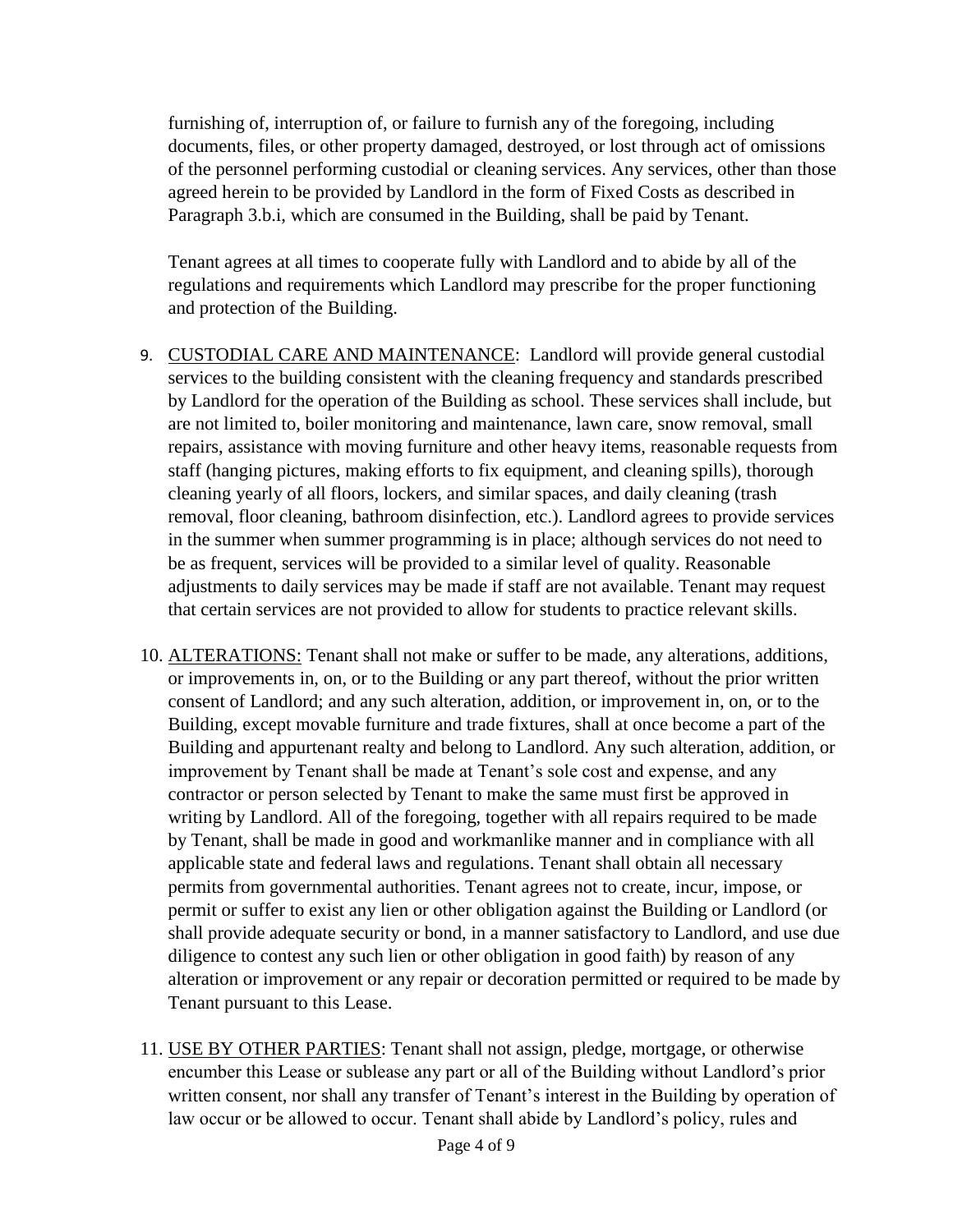furnishing of, interruption of, or failure to furnish any of the foregoing, including documents, files, or other property damaged, destroyed, or lost through act of omissions of the personnel performing custodial or cleaning services. Any services, other than those agreed herein to be provided by Landlord in the form of Fixed Costs as described in Paragraph 3.b.i, which are consumed in the Building, shall be paid by Tenant.

Tenant agrees at all times to cooperate fully with Landlord and to abide by all of the regulations and requirements which Landlord may prescribe for the proper functioning and protection of the Building.

9. <u>CUSTODIAL CARE AND MAINTENANCE</u>: Landlord will provide general custodial services to the building consistent with the cleaning frequency and standards prescribed by Landlord for the operation of the Building as school. These services shall include, but are not limited to, boiler monitoring and maintenance, lawn care, snow removal, small repairs, assistance with moving furniture and other heavy items, reasonable requests from staff (hanging pictures, making efforts to fix equipment, and cleaning spills), thorough cleaning yearly of all floors, lockers, and similar spaces, and daily cleaning (trash removal, floor cleaning, bathroom disinfection, etc.). Landlord agrees to provide services in the summer when summer programming is in place; although services do not need to be as frequent, services will be provided to a similar level of quality. Reasonable adjustments to daily services may be made if staff are not available. Tenant may request that certain services are not provided to allow for students to practice relevant skills.

10. <u>ALTERATIONS:</u> Tenant shall not make or suffer to be made, any alterations, additions, or improvements in, on, or to the Building or any part thereof, without the prior written consent of Landlord; and any such alteration, addition, or improvement in, on, or to the Building, except movable furniture and trade fixtures, shall at once become a part of the Building and appurtenant realty and belong to Landlord. Any such alteration, addition, or improvement by Tenant shall be made at Tenant's sole cost and expense, and any contractor or person selected by Tenant to make the same must first be approved in writing by Landlord. All of the foregoing, together with all repairs required to be made by Tenant, shall be made in good and workmanlike manner and in compliance with all applicable state and federal laws and regulations. Tenant shall obtain all necessary permits from governmental authorities. Tenant agrees not to create, incur, impose, or permit or suffer to exist any lien or other obligation against the Building or Landlord (or shall provide adequate security or bond, in a manner satisfactory to Landlord, and use due diligence to contest any such lien or other obligation in good faith) by reason of any alteration or improvement or any repair or decoration permitted or required to be made by Tenant pursuant to this Lease.

11. <u>USE BY OTHER PARTIES</u>: Tenant shall not assign, pledge, mortgage, or otherwise encumber this Lease or sublease any part or all of the Building without Landlord's prior written consent, nor shall any transfer of Tenant's interest in the Building by operation of law occur or be allowed to occur. Tenant shall abide by Landlord's policy, rules and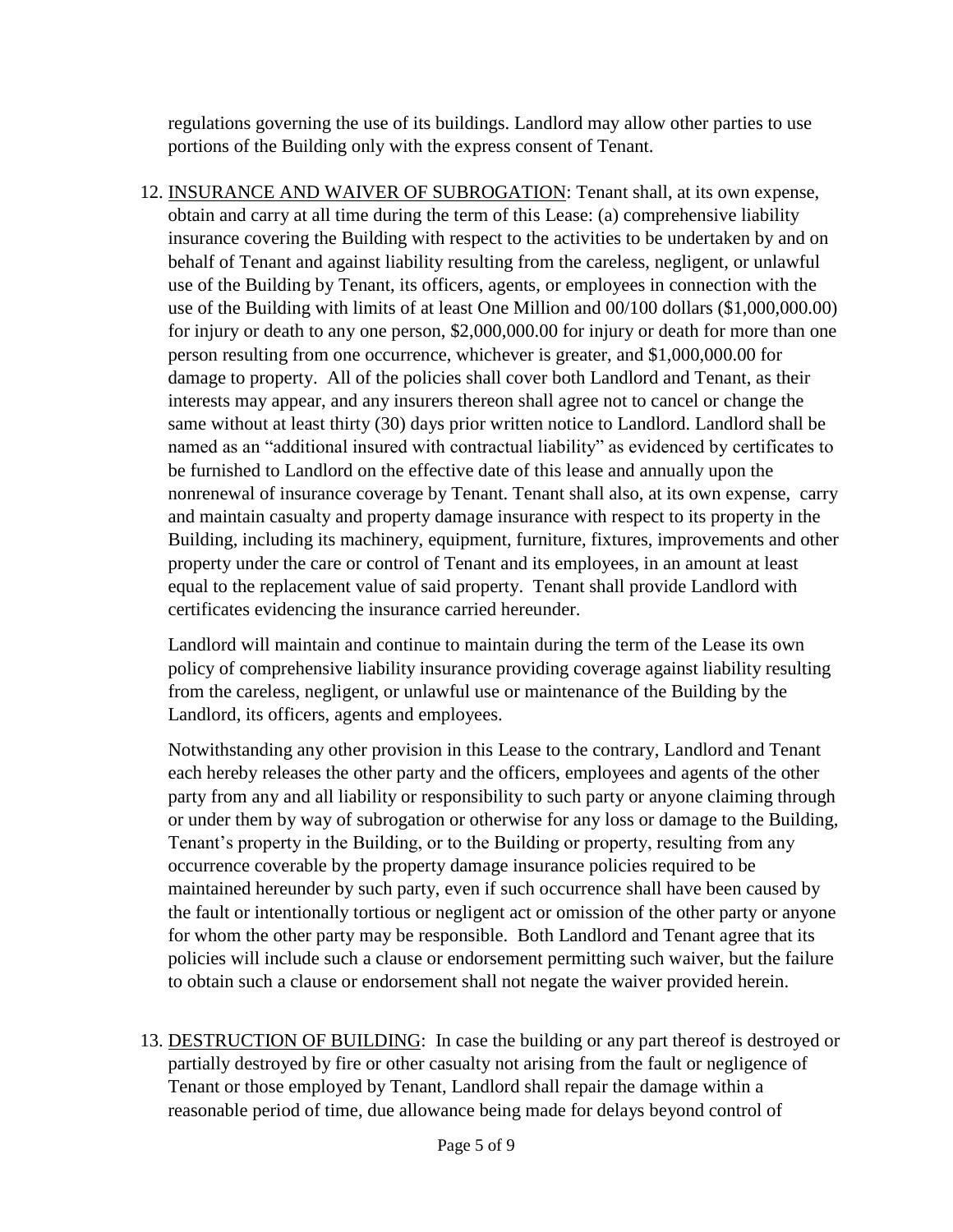regulations governing the use of its buildings. Landlord may allow other parties to use portions of the Building only with the express consent of Tenant.

12. <u>INSURANCE AND WAIVER OF SUBROGATION</u>: Tenant shall, at its own expense, obtain and carry at all time during the term of this Lease: (a) comprehensive liability insurance covering the Building with respect to the activities to be undertaken by and on behalf of Tenant and against liability resulting from the careless, negligent, or unlawful use of the Building by Tenant, its officers, agents, or employees in connection with the use of the Building with limits of at least One Million and 00/100 dollars ($1,000,000.00) for injury or death to any one person, $2,000,000.00 for injury or death for more than one person resulting from one occurrence, whichever is greater, and $1,000,000.00 for damage to property. All of the policies shall cover both Landlord and Tenant, as their interests may appear, and any insurers thereon shall agree not to cancel or change the same without at least thirty (30) days prior written notice to Landlord. Landlord shall be named as an "additional insured with contractual liability" as evidenced by certificates to be furnished to Landlord on the effective date of this lease and annually upon the nonrenewal of insurance coverage by Tenant. Tenant shall also, at its own expense, carry and maintain casualty and property damage insurance with respect to its property in the Building, including its machinery, equipment, furniture, fixtures, improvements and other property under the care or control of Tenant and its employees, in an amount at least equal to the replacement value of said property. Tenant shall provide Landlord with certificates evidencing the insurance carried hereunder.

    Landlord will maintain and continue to maintain during the term of the Lease its own policy of comprehensive liability insurance providing coverage against liability resulting from the careless, negligent, or unlawful use or maintenance of the Building by the Landlord, its officers, agents and employees.

    Notwithstanding any other provision in this Lease to the contrary, Landlord and Tenant each hereby releases the other party and the officers, employees and agents of the other party from any and all liability or responsibility to such party or anyone claiming through or under them by way of subrogation or otherwise for any loss or damage to the Building, Tenant's property in the Building, or to the Building or property, resulting from any occurrence coverable by the property damage insurance policies required to be maintained hereunder by such party, even if such occurrence shall have been caused by the fault or intentionally tortious or negligent act or omission of the other party or anyone for whom the other party may be responsible. Both Landlord and Tenant agree that its policies will include such a clause or endorsement permitting such waiver, but the failure to obtain such a clause or endorsement shall not negate the waiver provided herein.

13. <u>DESTRUCTION OF BUILDING</u>: In case the building or any part thereof is destroyed or partially destroyed by fire or other casualty not arising from the fault or negligence of Tenant or those employed by Tenant, Landlord shall repair the damage within a reasonable period of time, due allowance being made for delays beyond control of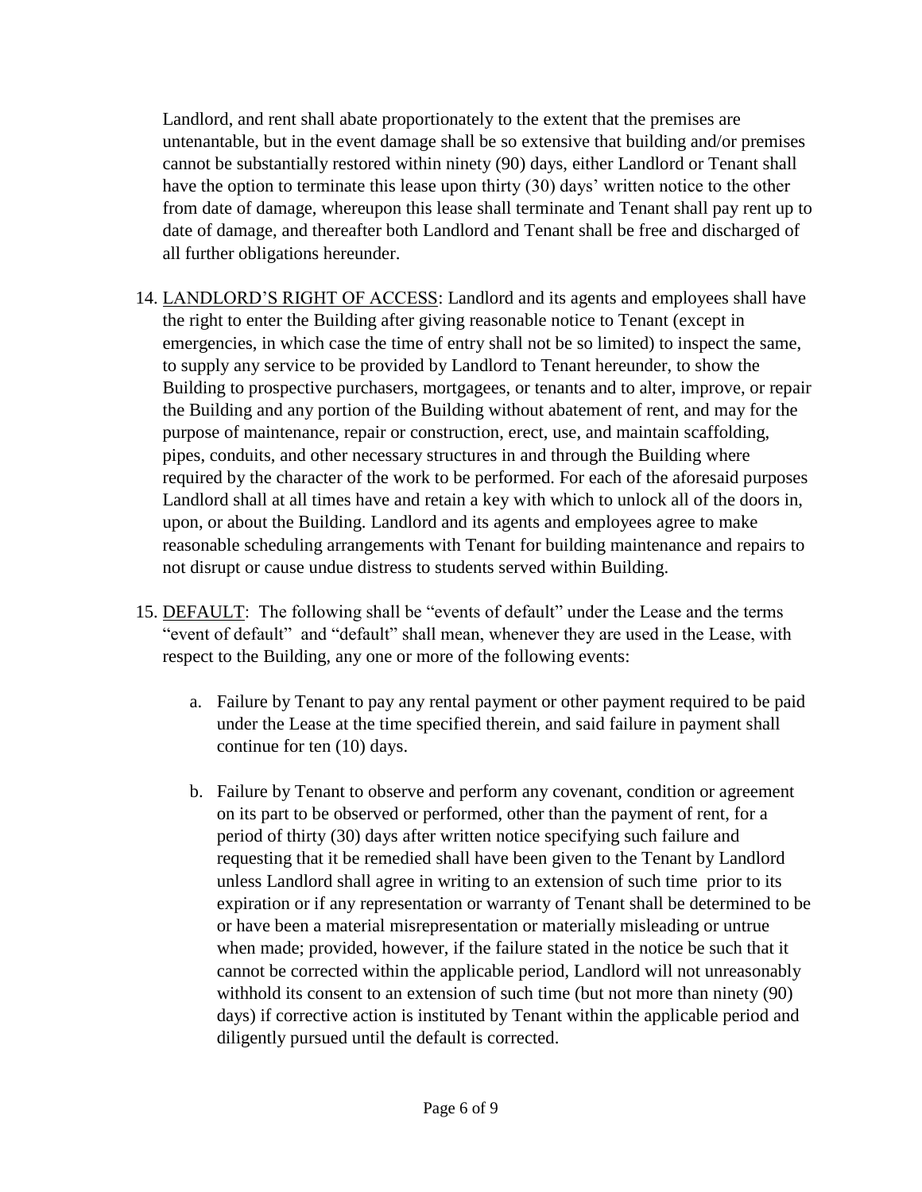Landlord, and rent shall abate proportionately to the extent that the premises are untenantable, but in the event damage shall be so extensive that building and/or premises cannot be substantially restored within ninety (90) days, either Landlord or Tenant shall have the option to terminate this lease upon thirty (30) days' written notice to the other from date of damage, whereupon this lease shall terminate and Tenant shall pay rent up to date of damage, and thereafter both Landlord and Tenant shall be free and discharged of all further obligations hereunder.

14. <u>LANDLORD'S RIGHT OF ACCESS</u>: Landlord and its agents and employees shall have the right to enter the Building after giving reasonable notice to Tenant (except in emergencies, in which case the time of entry shall not be so limited) to inspect the same, to supply any service to be provided by Landlord to Tenant hereunder, to show the Building to prospective purchasers, mortgagees, or tenants and to alter, improve, or repair the Building and any portion of the Building without abatement of rent, and may for the purpose of maintenance, repair or construction, erect, use, and maintain scaffolding, pipes, conduits, and other necessary structures in and through the Building where required by the character of the work to be performed. For each of the aforesaid purposes Landlord shall at all times have and retain a key with which to unlock all of the doors in, upon, or about the Building. Landlord and its agents and employees agree to make reasonable scheduling arrangements with Tenant for building maintenance and repairs to not disrupt or cause undue distress to students served within Building.

15. <u>DEFAULT</u>: The following shall be "events of default" under the Lease and the terms "event of default" and "default" shall mean, whenever they are used in the Lease, with respect to the Building, any one or more of the following events:

    a. Failure by Tenant to pay any rental payment or other payment required to be paid under the Lease at the time specified therein, and said failure in payment shall continue for ten (10) days.

    b. Failure by Tenant to observe and perform any covenant, condition or agreement on its part to be observed or performed, other than the payment of rent, for a period of thirty (30) days after written notice specifying such failure and requesting that it be remedied shall have been given to the Tenant by Landlord unless Landlord shall agree in writing to an extension of such time prior to its expiration or if any representation or warranty of Tenant shall be determined to be or have been a material misrepresentation or materially misleading or untrue when made; provided, however, if the failure stated in the notice be such that it cannot be corrected within the applicable period, Landlord will not unreasonably withhold its consent to an extension of such time (but not more than ninety (90) days) if corrective action is instituted by Tenant within the applicable period and diligently pursued until the default is corrected.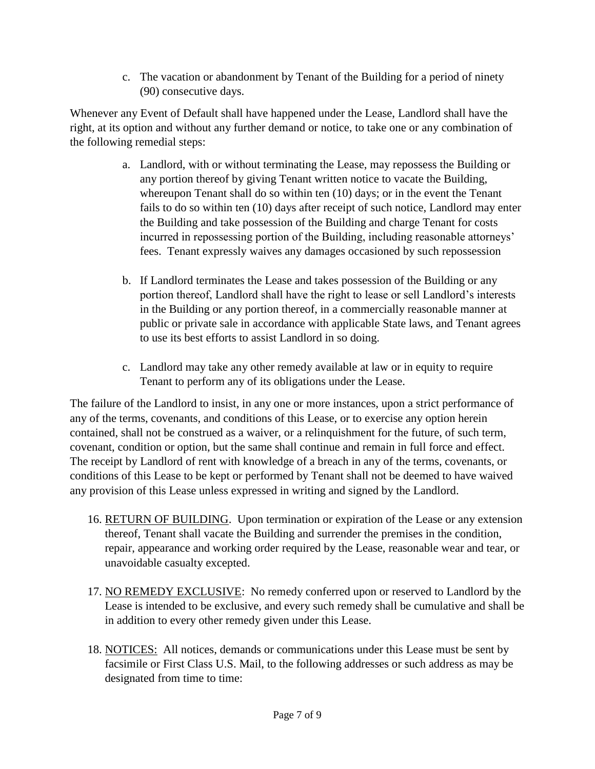c. The vacation or abandonment by Tenant of the Building for a period of ninety (90) consecutive days.

Whenever any Event of Default shall have happened under the Lease, Landlord shall have the right, at its option and without any further demand or notice, to take one or any combination of the following remedial steps:

a. Landlord, with or without terminating the Lease, may repossess the Building or any portion thereof by giving Tenant written notice to vacate the Building, whereupon Tenant shall do so within ten (10) days; or in the event the Tenant fails to do so within ten (10) days after receipt of such notice, Landlord may enter the Building and take possession of the Building and charge Tenant for costs incurred in repossessing portion of the Building, including reasonable attorneys' fees. Tenant expressly waives any damages occasioned by such repossession

b. If Landlord terminates the Lease and takes possession of the Building or any portion thereof, Landlord shall have the right to lease or sell Landlord's interests in the Building or any portion thereof, in a commercially reasonable manner at public or private sale in accordance with applicable State laws, and Tenant agrees to use its best efforts to assist Landlord in so doing.

c. Landlord may take any other remedy available at law or in equity to require Tenant to perform any of its obligations under the Lease.

The failure of the Landlord to insist, in any one or more instances, upon a strict performance of any of the terms, covenants, and conditions of this Lease, or to exercise any option herein contained, shall not be construed as a waiver, or a relinquishment for the future, of such term, covenant, condition or option, but the same shall continue and remain in full force and effect. The receipt by Landlord of rent with knowledge of a breach in any of the terms, covenants, or conditions of this Lease to be kept or performed by Tenant shall not be deemed to have waived any provision of this Lease unless expressed in writing and signed by the Landlord.

16. RETURN OF BUILDING. Upon termination or expiration of the Lease or any extension thereof, Tenant shall vacate the Building and surrender the premises in the condition, repair, appearance and working order required by the Lease, reasonable wear and tear, or unavoidable casualty excepted.

17. NO REMEDY EXCLUSIVE: No remedy conferred upon or reserved to Landlord by the Lease is intended to be exclusive, and every such remedy shall be cumulative and shall be in addition to every other remedy given under this Lease.

18. NOTICES: All notices, demands or communications under this Lease must be sent by facsimile or First Class U.S. Mail, to the following addresses or such address as may be designated from time to time: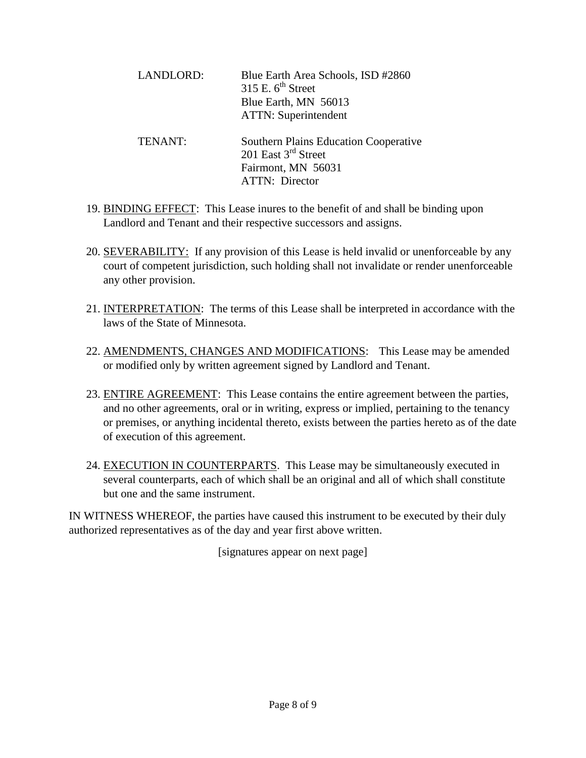| | |
|---|---|
| LANDLORD: | Blue Earth Area Schools, ISD #2860<br>315 E. 6th Street<br>Blue Earth, MN 56013<br>ATTN: Superintendent |
| TENANT: | Southern Plains Education Cooperative<br>201 East 3rd Street<br>Fairmont, MN 56031<br>ATTN: Director |

19. <u>BINDING EFFECT</u>: This Lease inures to the benefit of and shall be binding upon Landlord and Tenant and their respective successors and assigns.

20. <u>SEVERABILITY:</u> If any provision of this Lease is held invalid or unenforceable by any court of competent jurisdiction, such holding shall not invalidate or render unenforceable any other provision.

21. <u>INTERPRETATION</u>: The terms of this Lease shall be interpreted in accordance with the laws of the State of Minnesota.

22. <u>AMENDMENTS, CHANGES AND MODIFICATIONS</u>: This Lease may be amended or modified only by written agreement signed by Landlord and Tenant.

23. <u>ENTIRE AGREEMENT</u>: This Lease contains the entire agreement between the parties, and no other agreements, oral or in writing, express or implied, pertaining to the tenancy or premises, or anything incidental thereto, exists between the parties hereto as of the date of execution of this agreement.

24. <u>EXECUTION IN COUNTERPARTS</u>. This Lease may be simultaneously executed in several counterparts, each of which shall be an original and all of which shall constitute but one and the same instrument.

IN WITNESS WHEREOF, the parties have caused this instrument to be executed by their duly authorized representatives as of the day and year first above written.

[signatures appear on next page]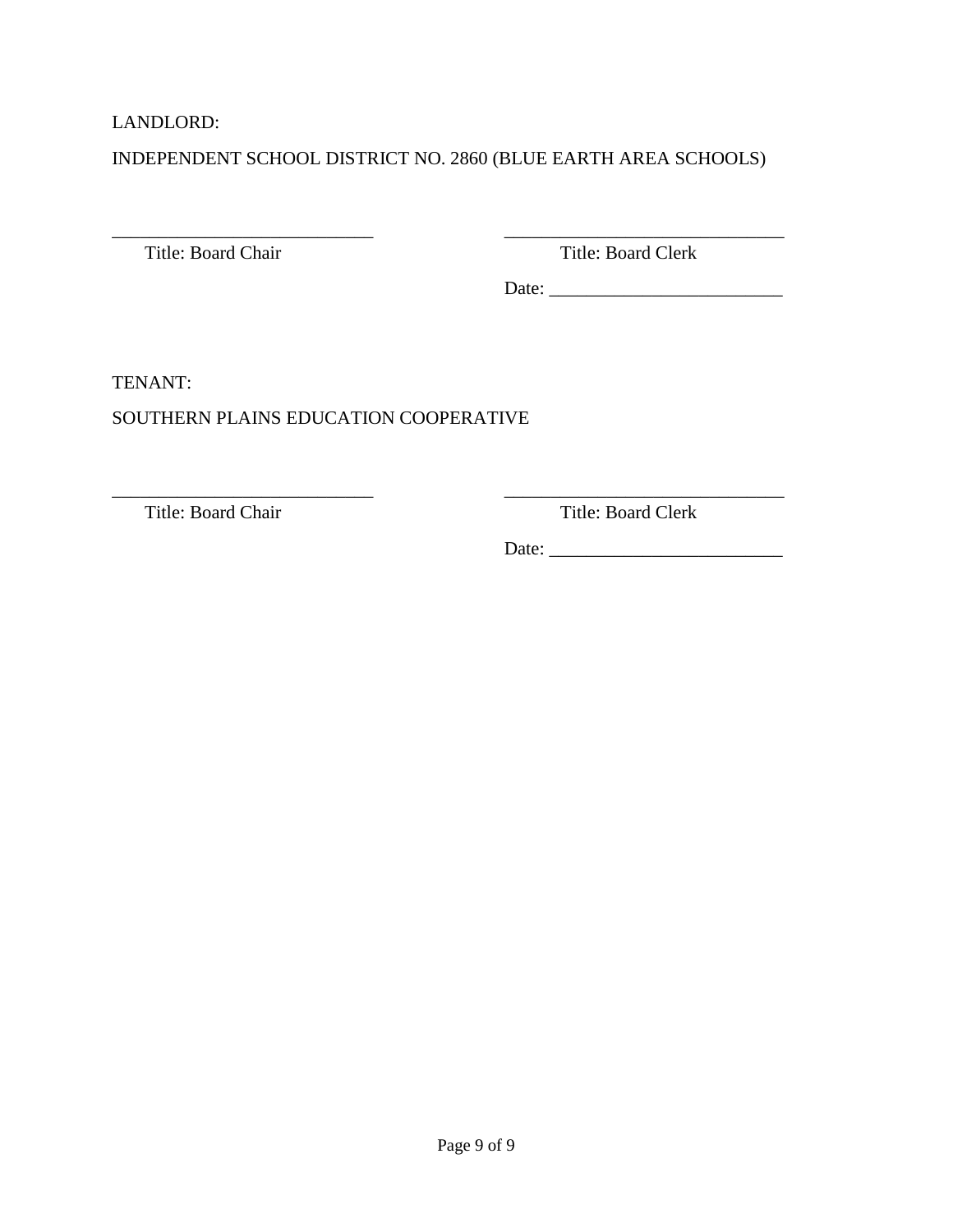LANDLORD:

INDEPENDENT SCHOOL DISTRICT NO. 2860 (BLUE EARTH AREA SCHOOLS)

| | |
|---|---|
| ____________________________ | ______________________________ |
| Title: Board Chair | Title: Board Clerk |
| | Date: _________________________ |

TENANT:

SOUTHERN PLAINS EDUCATION COOPERATIVE

| | |
|---|---|
| ____________________________ | ______________________________ |
| Title: Board Chair | Title: Board Clerk |
| | Date: _________________________ |